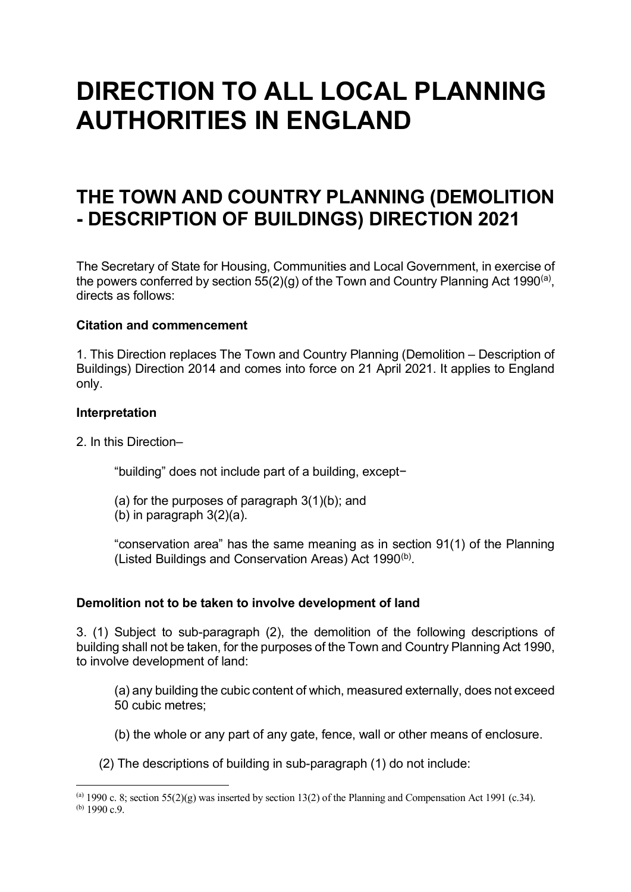# DIRECTION TO ALL LOCAL PLANNING AUTHORITIES IN ENGLAND

## THE TOWN AND COUNTRY PLANNING (DEMOLITION - DESCRIPTION OF BUILDINGS) DIRECTION 2021

The Secretary of State for Housing, Communities and Local Government, in exercise of the powers conferred by section 55(2)(g) of the Town and Country Planning Act 1990[(a)], directs as follows:

**Citation and commencement**

1. This Direction replaces The Town and Country Planning (Demolition – Description of Buildings) Direction 2014 and comes into force on 21 April 2021. It applies to England only.

**Interpretation**

2. In this Direction–

"building" does not include part of a building, except−

(a) for the purposes of paragraph 3(1)(b); and
(b) in paragraph 3(2)(a).

"conservation area" has the same meaning as in section 91(1) of the Planning (Listed Buildings and Conservation Areas) Act 1990[(b)].

**Demolition not to be taken to involve development of land**

3. (1) Subject to sub-paragraph (2), the demolition of the following descriptions of building shall not be taken, for the purposes of the Town and Country Planning Act 1990, to involve development of land:

(a) any building the cubic content of which, measured externally, does not exceed 50 cubic metres;

(b) the whole or any part of any gate, fence, wall or other means of enclosure.

(2) The descriptions of building in sub-paragraph (1) do not include:

[(a)] 1990 c. 8; section 55(2)(g) was inserted by section 13(2) of the Planning and Compensation Act 1991 (c.34).
[(b)] 1990 c.9.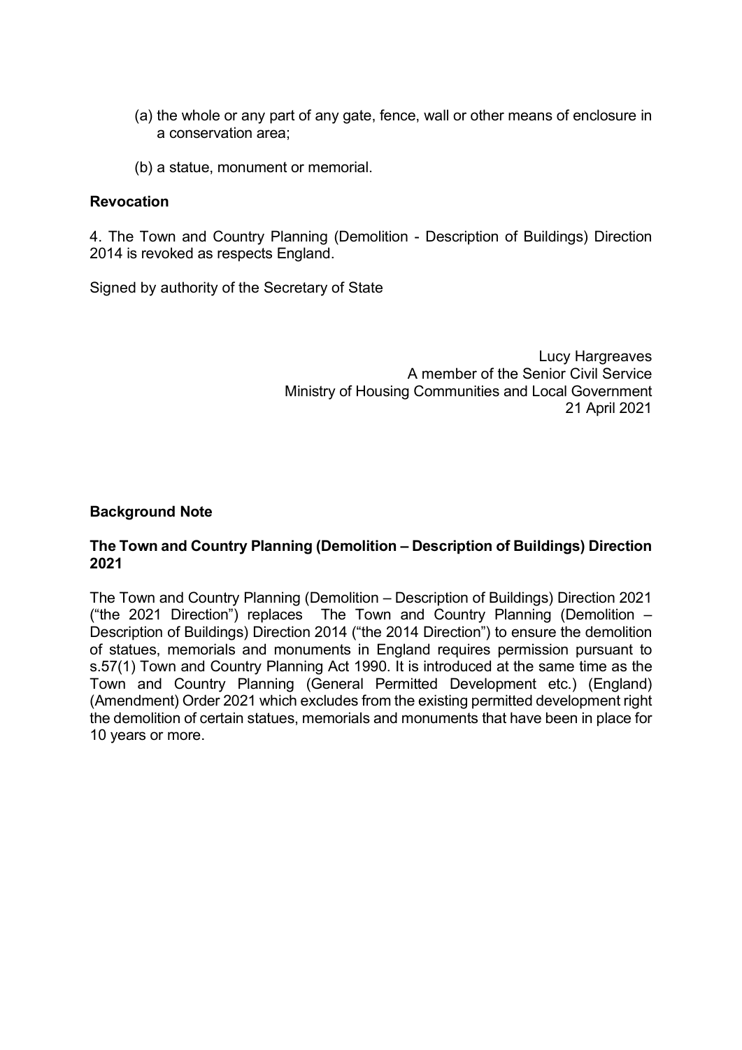(a) the whole or any part of any gate, fence, wall or other means of enclosure in a conservation area;

(b) a statue, monument or memorial.

**Revocation**

4. The Town and Country Planning (Demolition - Description of Buildings) Direction 2014 is revoked as respects England.

Signed by authority of the Secretary of State

Lucy Hargreaves
A member of the Senior Civil Service
Ministry of Housing Communities and Local Government
21 April 2021

**Background Note**

**The Town and Country Planning (Demolition – Description of Buildings) Direction 2021**

The Town and Country Planning (Demolition – Description of Buildings) Direction 2021 ("the 2021 Direction") replaces The Town and Country Planning (Demolition – Description of Buildings) Direction 2014 ("the 2014 Direction") to ensure the demolition of statues, memorials and monuments in England requires permission pursuant to s.57(1) Town and Country Planning Act 1990. It is introduced at the same time as the Town and Country Planning (General Permitted Development etc.) (England) (Amendment) Order 2021 which excludes from the existing permitted development right the demolition of certain statues, memorials and monuments that have been in place for 10 years or more.